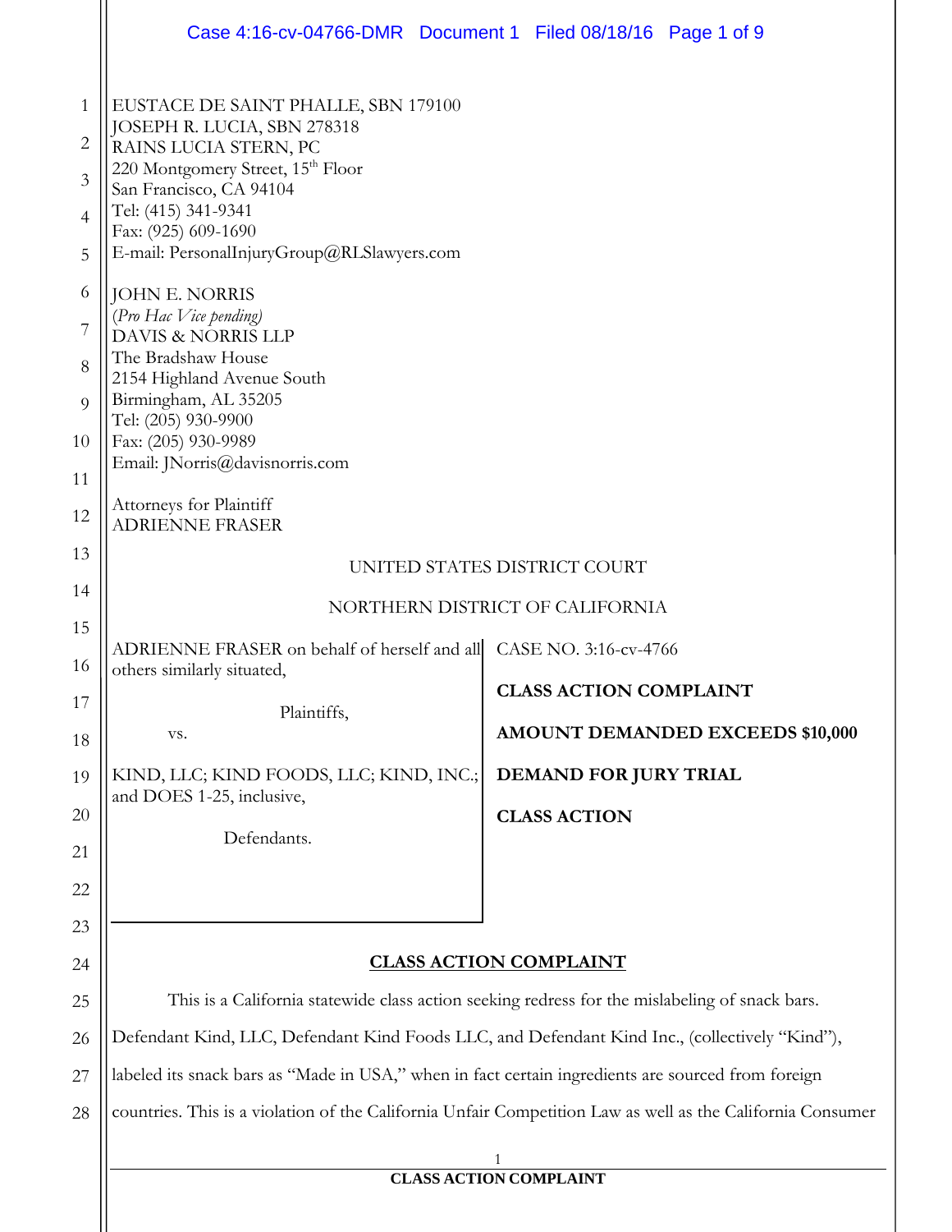EUSTACE DE SAINT PHALLE, SBN 179100
JOSEPH R. LUCIA, SBN 278318
RAINS LUCIA STERN, PC
220 Montgomery Street, 15th Floor
San Francisco, CA 94104
Tel: (415) 341-9341
Fax: (925) 609-1690
E-mail: PersonalInjuryGroup@RLSlawyers.com

JOHN E. NORRIS
(*Pro Hac Vice pending)*
DAVIS & NORRIS LLP
The Bradshaw House
2154 Highland Avenue South
Birmingham, AL 35205
Tel: (205) 930-9900
Fax: (205) 930-9989
Email: JNorris@davisnorris.com

Attorneys for Plaintiff
ADRIENNE FRASER

UNITED STATES DISTRICT COURT

NORTHERN DISTRICT OF CALIFORNIA

| | |
|---|---|
| ADRIENNE FRASER on behalf of herself and all others similarly situated,<br><br>Plaintiffs,<br><br>vs.<br><br>KIND, LLC; KIND FOODS, LLC; KIND, INC.; and DOES 1-25, inclusive,<br><br>Defendants. | CASE NO. 3:16-cv-4766<br><br>**CLASS ACTION COMPLAINT**<br><br>**AMOUNT DEMANDED EXCEEDS $10,000**<br><br>**DEMAND FOR JURY TRIAL**<br><br>**CLASS ACTION** |

**<u>CLASS ACTION COMPLAINT</u>**

This is a California statewide class action seeking redress for the mislabeling of snack bars. Defendant Kind, LLC, Defendant Kind Foods LLC, and Defendant Kind Inc., (collectively "Kind"), labeled its snack bars as "Made in USA," when in fact certain ingredients are sourced from foreign countries. This is a violation of the California Unfair Competition Law as well as the California Consumer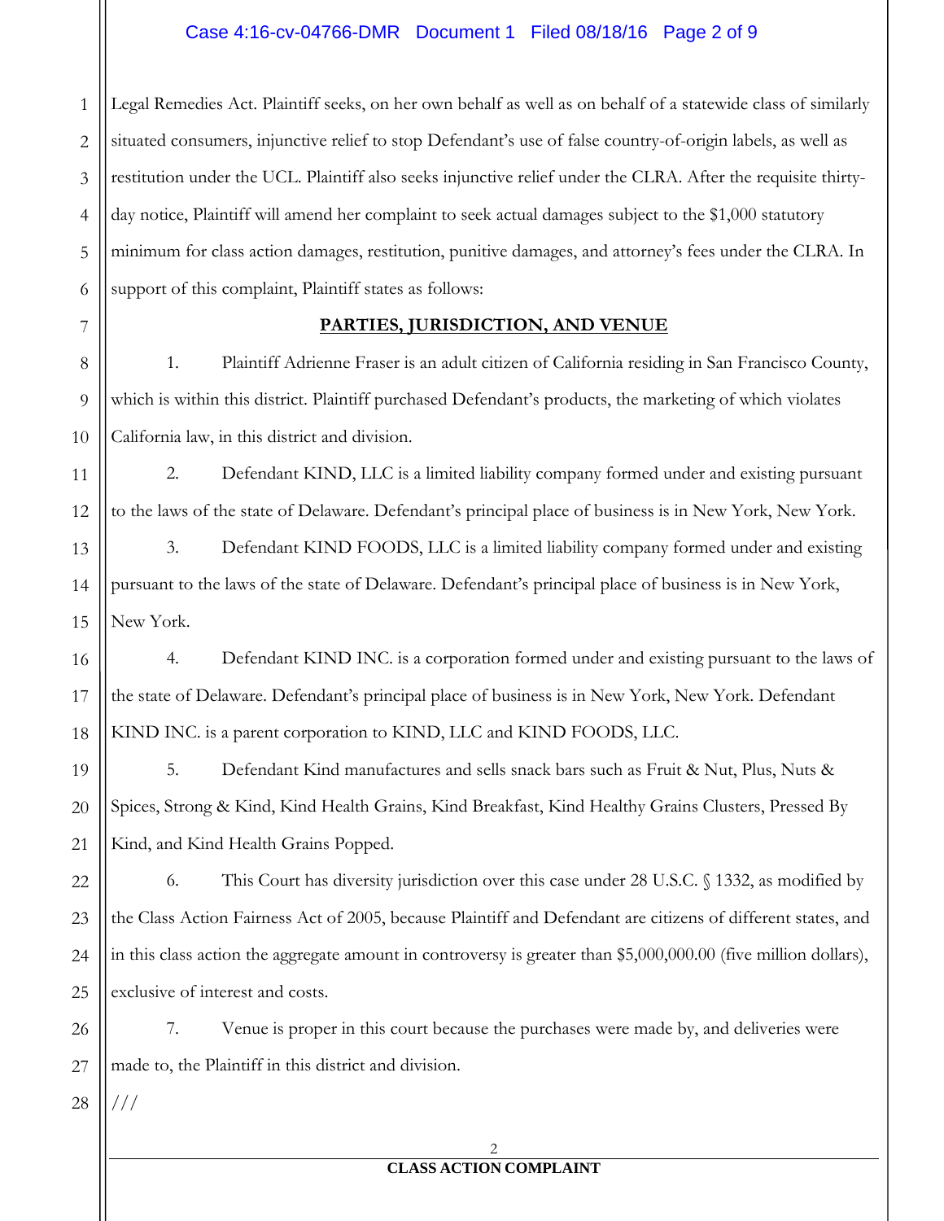Legal Remedies Act. Plaintiff seeks, on her own behalf as well as on behalf of a statewide class of similarly situated consumers, injunctive relief to stop Defendant's use of false country-of-origin labels, as well as restitution under the UCL. Plaintiff also seeks injunctive relief under the CLRA. After the requisite thirty-day notice, Plaintiff will amend her complaint to seek actual damages subject to the $1,000 statutory minimum for class action damages, restitution, punitive damages, and attorney's fees under the CLRA. In support of this complaint, Plaintiff states as follows:

## PARTIES, JURISDICTION, AND VENUE

1. Plaintiff Adrienne Fraser is an adult citizen of California residing in San Francisco County, which is within this district. Plaintiff purchased Defendant's products, the marketing of which violates California law, in this district and division.

2. Defendant KIND, LLC is a limited liability company formed under and existing pursuant to the laws of the state of Delaware. Defendant's principal place of business is in New York, New York.

3. Defendant KIND FOODS, LLC is a limited liability company formed under and existing pursuant to the laws of the state of Delaware. Defendant's principal place of business is in New York, New York.

4. Defendant KIND INC. is a corporation formed under and existing pursuant to the laws of the state of Delaware. Defendant's principal place of business is in New York, New York. Defendant KIND INC. is a parent corporation to KIND, LLC and KIND FOODS, LLC.

5. Defendant Kind manufactures and sells snack bars such as Fruit & Nut, Plus, Nuts & Spices, Strong & Kind, Kind Health Grains, Kind Breakfast, Kind Healthy Grains Clusters, Pressed By Kind, and Kind Health Grains Popped.

6. This Court has diversity jurisdiction over this case under 28 U.S.C. § 1332, as modified by the Class Action Fairness Act of 2005, because Plaintiff and Defendant are citizens of different states, and in this class action the aggregate amount in controversy is greater than $5,000,000.00 (five million dollars), exclusive of interest and costs.

7. Venue is proper in this court because the purchases were made by, and deliveries were made to, the Plaintiff in this district and division.

///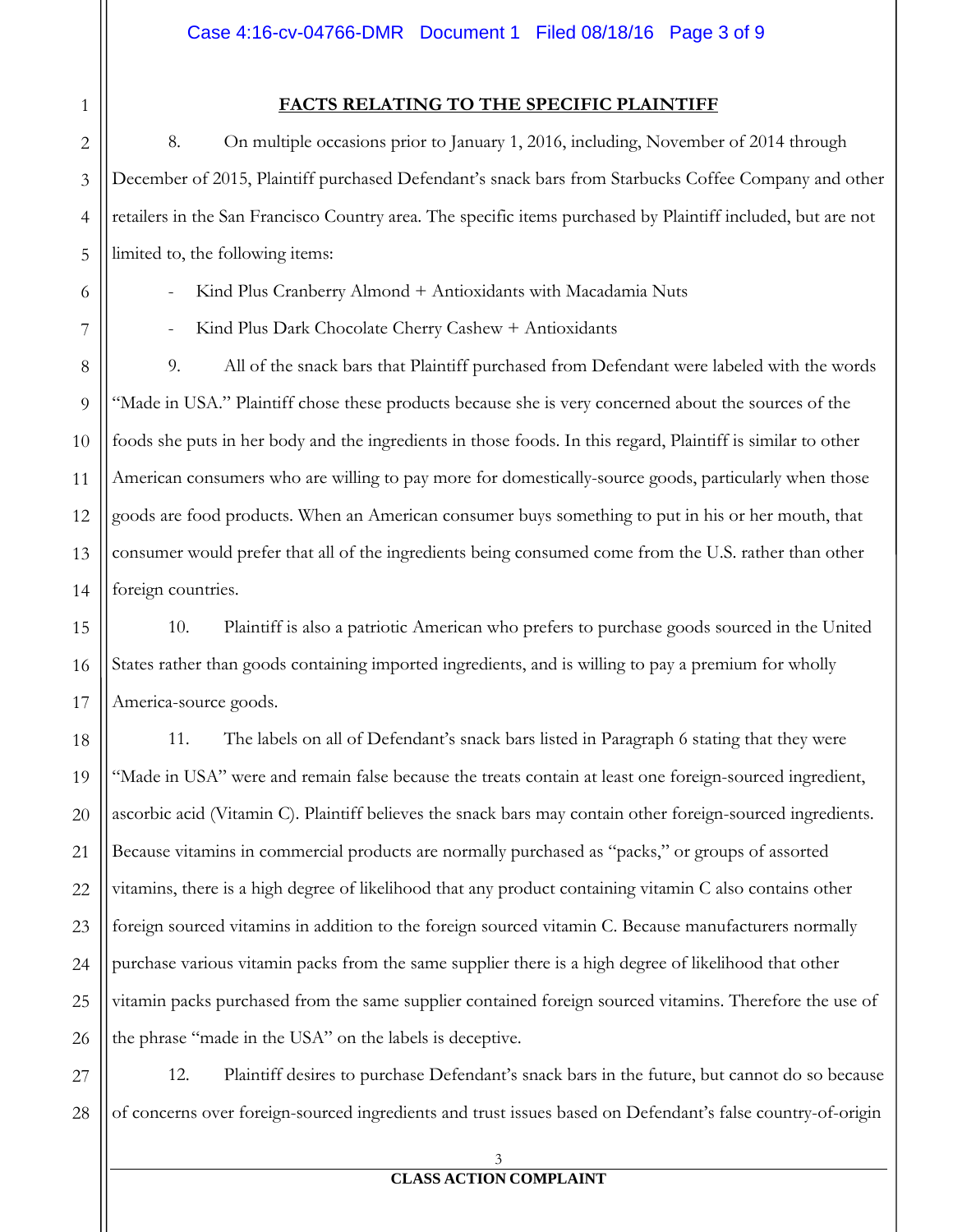## FACTS RELATING TO THE SPECIFIC PLAINTIFF

8. On multiple occasions prior to January 1, 2016, including, November of 2014 through December of 2015, Plaintiff purchased Defendant's snack bars from Starbucks Coffee Company and other retailers in the San Francisco Country area. The specific items purchased by Plaintiff included, but are not limited to, the following items:

- Kind Plus Cranberry Almond + Antioxidants with Macadamia Nuts
- Kind Plus Dark Chocolate Cherry Cashew + Antioxidants

9. All of the snack bars that Plaintiff purchased from Defendant were labeled with the words "Made in USA." Plaintiff chose these products because she is very concerned about the sources of the foods she puts in her body and the ingredients in those foods. In this regard, Plaintiff is similar to other American consumers who are willing to pay more for domestically-source goods, particularly when those goods are food products. When an American consumer buys something to put in his or her mouth, that consumer would prefer that all of the ingredients being consumed come from the U.S. rather than other foreign countries.

10. Plaintiff is also a patriotic American who prefers to purchase goods sourced in the United States rather than goods containing imported ingredients, and is willing to pay a premium for wholly America-source goods.

11. The labels on all of Defendant's snack bars listed in Paragraph 6 stating that they were "Made in USA" were and remain false because the treats contain at least one foreign-sourced ingredient, ascorbic acid (Vitamin C). Plaintiff believes the snack bars may contain other foreign-sourced ingredients. Because vitamins in commercial products are normally purchased as "packs," or groups of assorted vitamins, there is a high degree of likelihood that any product containing vitamin C also contains other foreign sourced vitamins in addition to the foreign sourced vitamin C. Because manufacturers normally purchase various vitamin packs from the same supplier there is a high degree of likelihood that other vitamin packs purchased from the same supplier contained foreign sourced vitamins. Therefore the use of the phrase "made in the USA" on the labels is deceptive.

12. Plaintiff desires to purchase Defendant's snack bars in the future, but cannot do so because of concerns over foreign-sourced ingredients and trust issues based on Defendant's false country-of-origin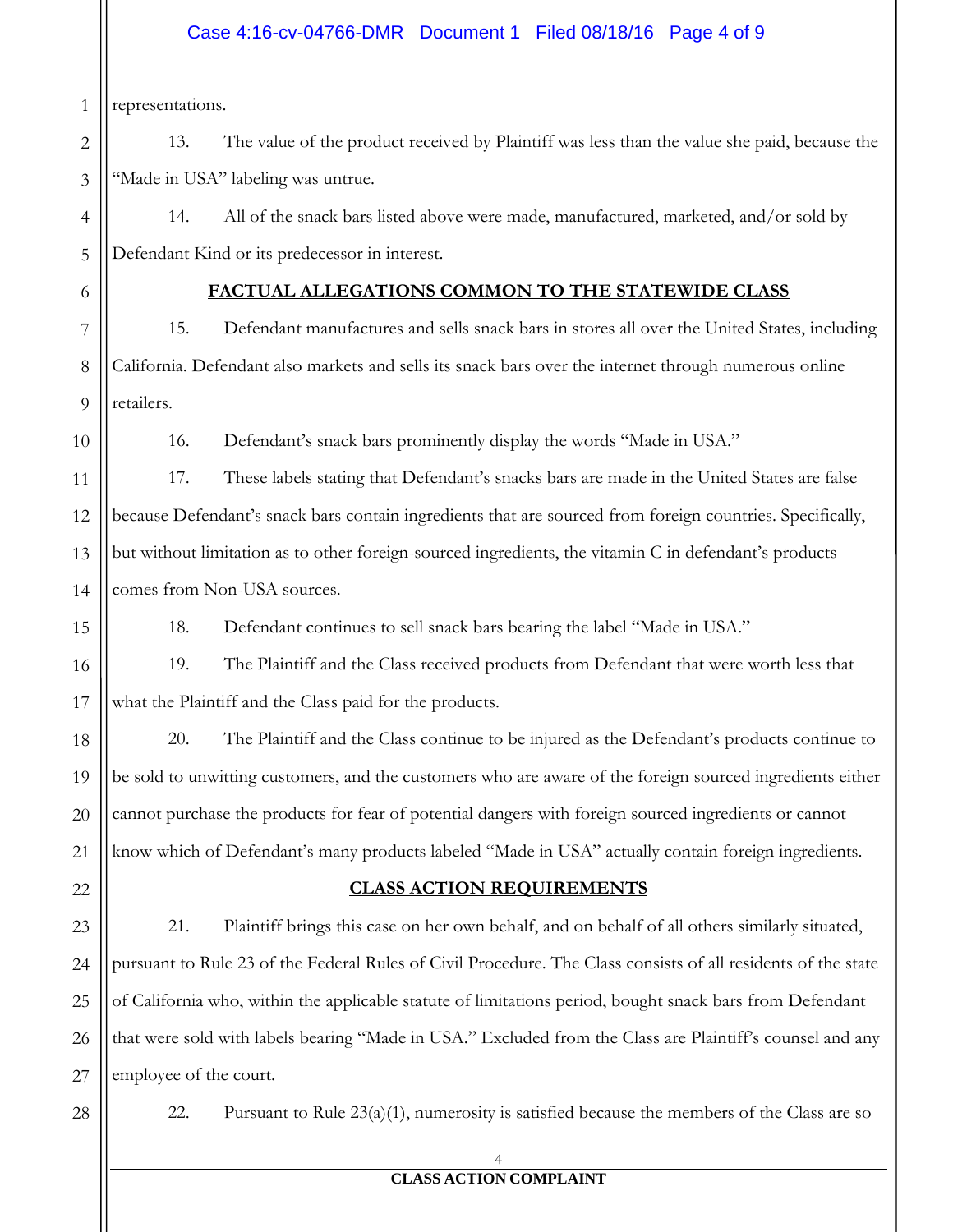representations.

13. The value of the product received by Plaintiff was less than the value she paid, because the "Made in USA" labeling was untrue.

14. All of the snack bars listed above were made, manufactured, marketed, and/or sold by Defendant Kind or its predecessor in interest.

## FACTUAL ALLEGATIONS COMMON TO THE STATEWIDE CLASS

15. Defendant manufactures and sells snack bars in stores all over the United States, including California. Defendant also markets and sells its snack bars over the internet through numerous online retailers.

16. Defendant's snack bars prominently display the words "Made in USA."

17. These labels stating that Defendant's snacks bars are made in the United States are false because Defendant's snack bars contain ingredients that are sourced from foreign countries. Specifically, but without limitation as to other foreign-sourced ingredients, the vitamin C in defendant's products comes from Non-USA sources.

18. Defendant continues to sell snack bars bearing the label "Made in USA."

19. The Plaintiff and the Class received products from Defendant that were worth less that what the Plaintiff and the Class paid for the products.

20. The Plaintiff and the Class continue to be injured as the Defendant's products continue to be sold to unwitting customers, and the customers who are aware of the foreign sourced ingredients either cannot purchase the products for fear of potential dangers with foreign sourced ingredients or cannot know which of Defendant's many products labeled "Made in USA" actually contain foreign ingredients.

## CLASS ACTION REQUIREMENTS

21. Plaintiff brings this case on her own behalf, and on behalf of all others similarly situated, pursuant to Rule 23 of the Federal Rules of Civil Procedure. The Class consists of all residents of the state of California who, within the applicable statute of limitations period, bought snack bars from Defendant that were sold with labels bearing "Made in USA." Excluded from the Class are Plaintiff's counsel and any employee of the court.

22. Pursuant to Rule 23(a)(1), numerosity is satisfied because the members of the Class are so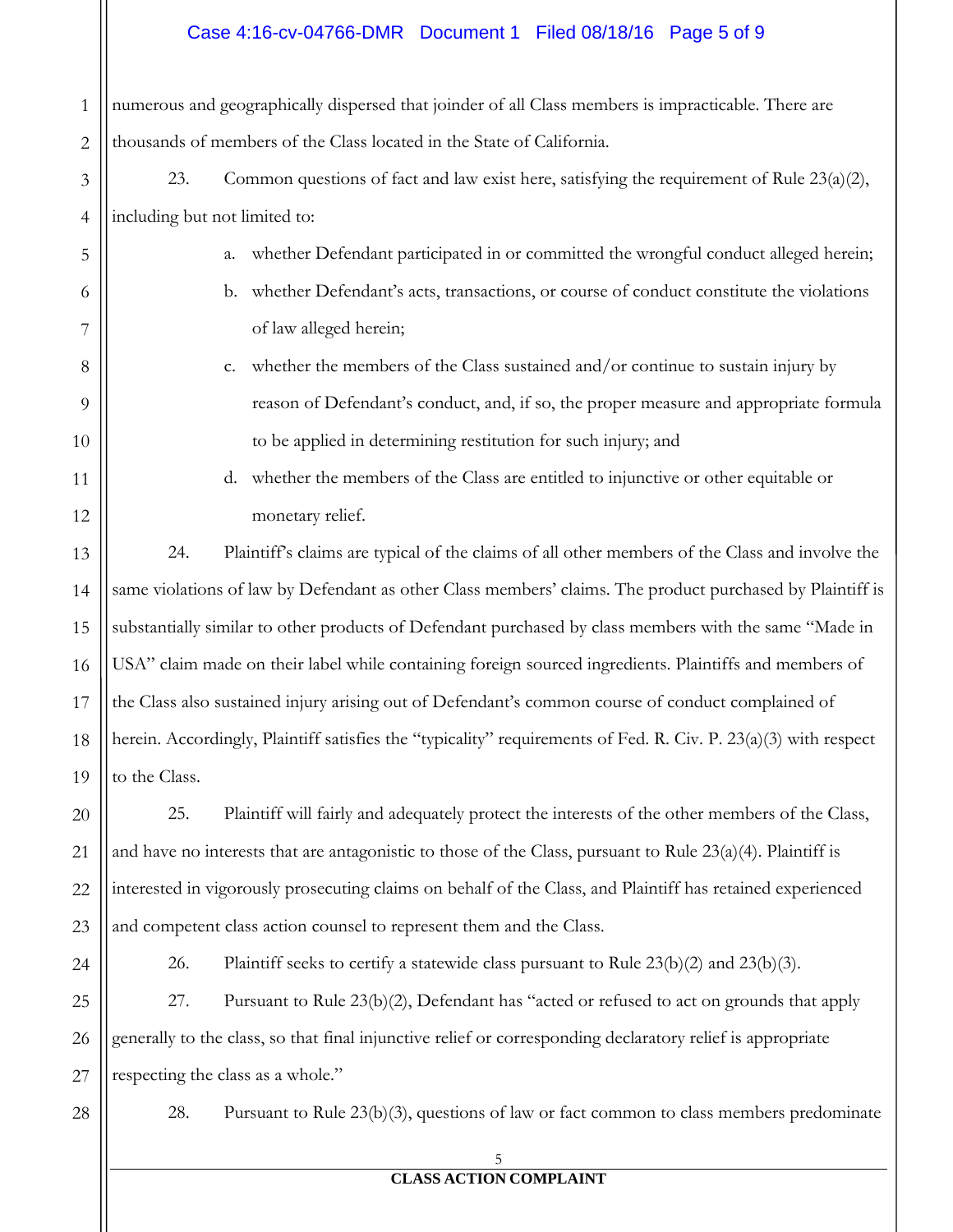numerous and geographically dispersed that joinder of all Class members is impracticable. There are thousands of members of the Class located in the State of California.

23. Common questions of fact and law exist here, satisfying the requirement of Rule 23(a)(2), including but not limited to:

a. whether Defendant participated in or committed the wrongful conduct alleged herein;

b. whether Defendant's acts, transactions, or course of conduct constitute the violations of law alleged herein;

c. whether the members of the Class sustained and/or continue to sustain injury by reason of Defendant's conduct, and, if so, the proper measure and appropriate formula to be applied in determining restitution for such injury; and

d. whether the members of the Class are entitled to injunctive or other equitable or monetary relief.

24. Plaintiff's claims are typical of the claims of all other members of the Class and involve the same violations of law by Defendant as other Class members' claims. The product purchased by Plaintiff is substantially similar to other products of Defendant purchased by class members with the same "Made in USA" claim made on their label while containing foreign sourced ingredients. Plaintiffs and members of the Class also sustained injury arising out of Defendant's common course of conduct complained of herein. Accordingly, Plaintiff satisfies the "typicality" requirements of Fed. R. Civ. P. 23(a)(3) with respect to the Class.

25. Plaintiff will fairly and adequately protect the interests of the other members of the Class, and have no interests that are antagonistic to those of the Class, pursuant to Rule 23(a)(4). Plaintiff is interested in vigorously prosecuting claims on behalf of the Class, and Plaintiff has retained experienced and competent class action counsel to represent them and the Class.

26. Plaintiff seeks to certify a statewide class pursuant to Rule 23(b)(2) and 23(b)(3).

27. Pursuant to Rule 23(b)(2), Defendant has "acted or refused to act on grounds that apply generally to the class, so that final injunctive relief or corresponding declaratory relief is appropriate respecting the class as a whole."

28. Pursuant to Rule 23(b)(3), questions of law or fact common to class members predominate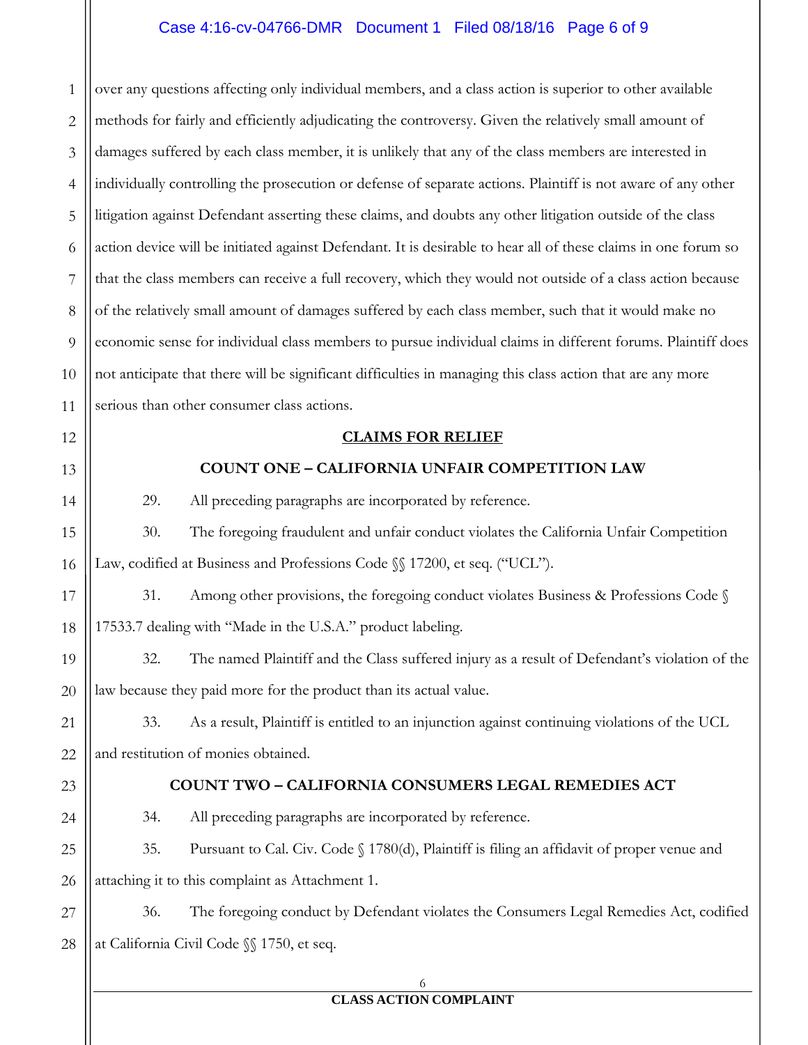over any questions affecting only individual members, and a class action is superior to other available methods for fairly and efficiently adjudicating the controversy. Given the relatively small amount of damages suffered by each class member, it is unlikely that any of the class members are interested in individually controlling the prosecution or defense of separate actions. Plaintiff is not aware of any other litigation against Defendant asserting these claims, and doubts any other litigation outside of the class action device will be initiated against Defendant. It is desirable to hear all of these claims in one forum so that the class members can receive a full recovery, which they would not outside of a class action because of the relatively small amount of damages suffered by each class member, such that it would make no economic sense for individual class members to pursue individual claims in different forums. Plaintiff does not anticipate that there will be significant difficulties in managing this class action that are any more serious than other consumer class actions.

## CLAIMS FOR RELIEF

### COUNT ONE – CALIFORNIA UNFAIR COMPETITION LAW

29. All preceding paragraphs are incorporated by reference.

30. The foregoing fraudulent and unfair conduct violates the California Unfair Competition Law, codified at Business and Professions Code §§ 17200, et seq. ("UCL").

31. Among other provisions, the foregoing conduct violates Business & Professions Code § 17533.7 dealing with "Made in the U.S.A." product labeling.

32. The named Plaintiff and the Class suffered injury as a result of Defendant's violation of the law because they paid more for the product than its actual value.

33. As a result, Plaintiff is entitled to an injunction against continuing violations of the UCL and restitution of monies obtained.

### COUNT TWO – CALIFORNIA CONSUMERS LEGAL REMEDIES ACT

34. All preceding paragraphs are incorporated by reference.

35. Pursuant to Cal. Civ. Code § 1780(d), Plaintiff is filing an affidavit of proper venue and attaching it to this complaint as Attachment 1.

36. The foregoing conduct by Defendant violates the Consumers Legal Remedies Act, codified at California Civil Code §§ 1750, et seq.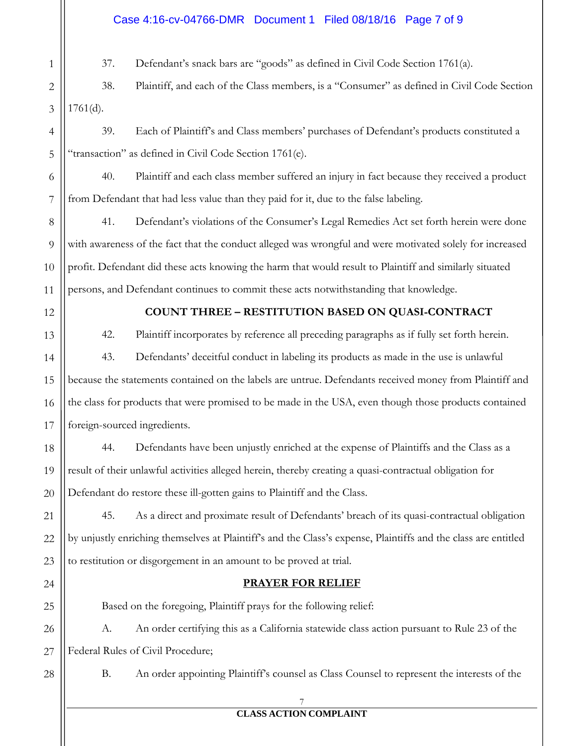37. Defendant's snack bars are "goods" as defined in Civil Code Section 1761(a).

38. Plaintiff, and each of the Class members, is a "Consumer" as defined in Civil Code Section 1761(d).

39. Each of Plaintiff's and Class members' purchases of Defendant's products constituted a "transaction" as defined in Civil Code Section 1761(e).

40. Plaintiff and each class member suffered an injury in fact because they received a product from Defendant that had less value than they paid for it, due to the false labeling.

41. Defendant's violations of the Consumer's Legal Remedies Act set forth herein were done with awareness of the fact that the conduct alleged was wrongful and were motivated solely for increased profit. Defendant did these acts knowing the harm that would result to Plaintiff and similarly situated persons, and Defendant continues to commit these acts notwithstanding that knowledge.

**COUNT THREE – RESTITUTION BASED ON QUASI-CONTRACT**

42. Plaintiff incorporates by reference all preceding paragraphs as if fully set forth herein.

43. Defendants' deceitful conduct in labeling its products as made in the use is unlawful because the statements contained on the labels are untrue. Defendants received money from Plaintiff and the class for products that were promised to be made in the USA, even though those products contained foreign-sourced ingredients.

44. Defendants have been unjustly enriched at the expense of Plaintiffs and the Class as a result of their unlawful activities alleged herein, thereby creating a quasi-contractual obligation for Defendant do restore these ill-gotten gains to Plaintiff and the Class.

45. As a direct and proximate result of Defendants' breach of its quasi-contractual obligation by unjustly enriching themselves at Plaintiff's and the Class's expense, Plaintiffs and the class are entitled to restitution or disgorgement in an amount to be proved at trial.

**PRAYER FOR RELIEF**

Based on the foregoing, Plaintiff prays for the following relief:

A. An order certifying this as a California statewide class action pursuant to Rule 23 of the Federal Rules of Civil Procedure;

B. An order appointing Plaintiff's counsel as Class Counsel to represent the interests of the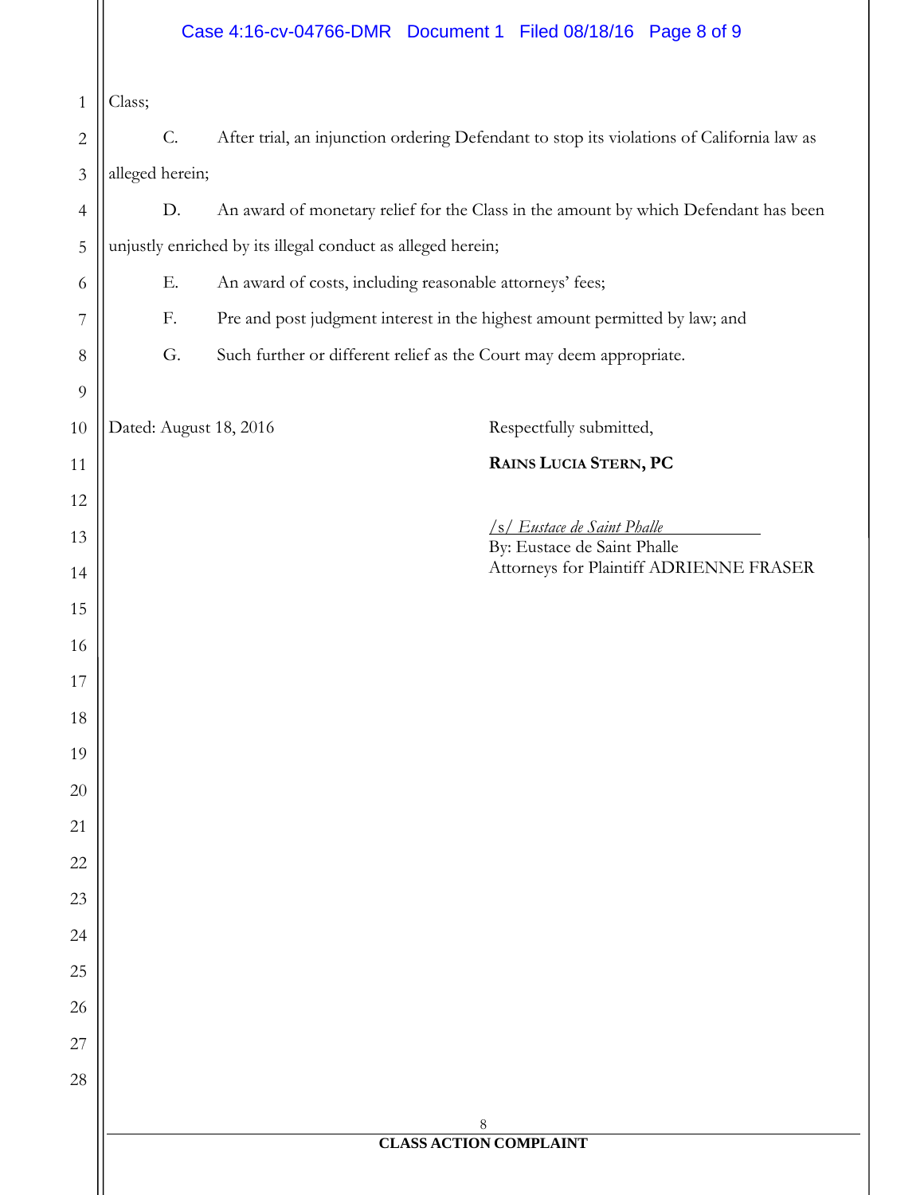Class;

C. After trial, an injunction ordering Defendant to stop its violations of California law as alleged herein;

D. An award of monetary relief for the Class in the amount by which Defendant has been unjustly enriched by its illegal conduct as alleged herein;

E. An award of costs, including reasonable attorneys' fees;

F. Pre and post judgment interest in the highest amount permitted by law; and

G. Such further or different relief as the Court may deem appropriate.

Dated: August 18, 2016

Respectfully submitted,

**RAINS LUCIA STERN, PC**

*/s/ Eustace de Saint Phalle*
By: Eustace de Saint Phalle
Attorneys for Plaintiff ADRIENNE FRASER

**CLASS ACTION COMPLAINT**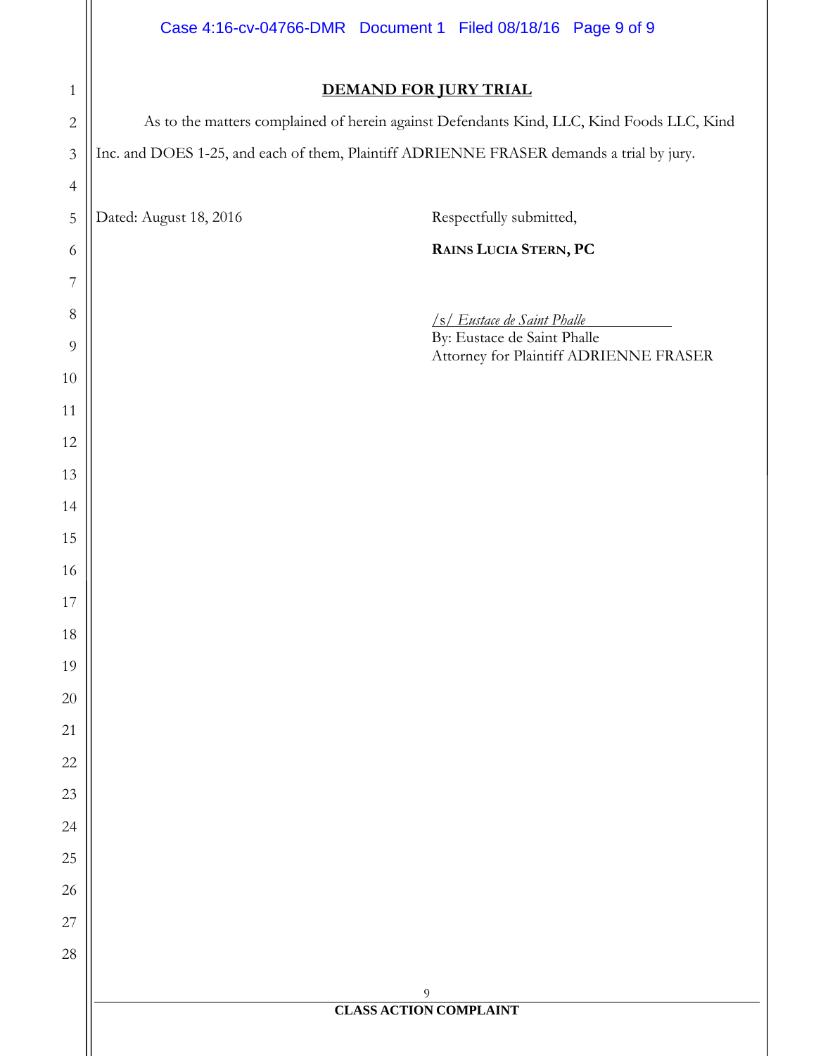## DEMAND FOR JURY TRIAL

As to the matters complained of herein against Defendants Kind, LLC, Kind Foods LLC, Kind Inc. and DOES 1-25, and each of them, Plaintiff ADRIENNE FRASER demands a trial by jury.

Dated: August 18, 2016

Respectfully submitted,

**RAINS LUCIA STERN, PC**

*/s/ Eustace de Saint Phalle*
By: Eustace de Saint Phalle
Attorney for Plaintiff ADRIENNE FRASER

**CLASS ACTION COMPLAINT**